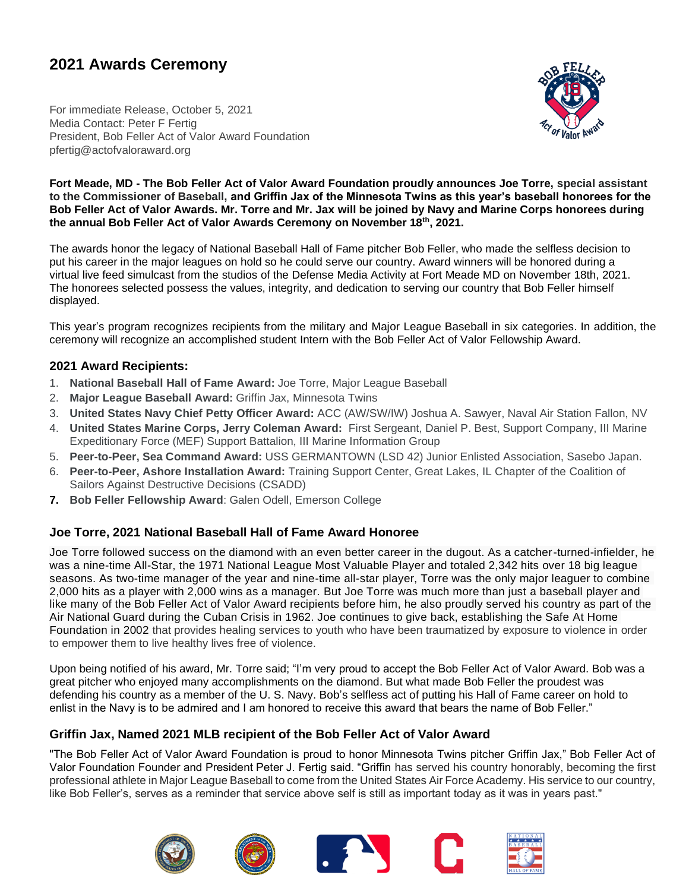# 2021 Awards Ceremony

For immediate Release, October 5, 2021
Media Contact: Peter F Fertig
President, Bob Feller Act of Valor Award Foundation
pfertig@actofvaloraward.org

**Fort Meade, MD - The Bob Feller Act of Valor Award Foundation proudly announces Joe Torre, special assistant to the Commissioner of Baseball, and Griffin Jax of the Minnesota Twins as this year's baseball honorees for the Bob Feller Act of Valor Awards. Mr. Torre and Mr. Jax will be joined by Navy and Marine Corps honorees during the annual Bob Feller Act of Valor Awards Ceremony on November 18th, 2021.**

The awards honor the legacy of National Baseball Hall of Fame pitcher Bob Feller, who made the selfless decision to put his career in the major leagues on hold so he could serve our country. Award winners will be honored during a virtual live feed simulcast from the studios of the Defense Media Activity at Fort Meade MD on November 18th, 2021. The honorees selected possess the values, integrity, and dedication to serving our country that Bob Feller himself displayed.

This year's program recognizes recipients from the military and Major League Baseball in six categories. In addition, the ceremony will recognize an accomplished student Intern with the Bob Feller Act of Valor Fellowship Award.

## 2021 Award Recipients:

1. **National Baseball Hall of Fame Award:** Joe Torre, Major League Baseball
2. **Major League Baseball Award:** Griffin Jax, Minnesota Twins
3. **United States Navy Chief Petty Officer Award:** ACC (AW/SW/IW) Joshua A. Sawyer, Naval Air Station Fallon, NV
4. **United States Marine Corps, Jerry Coleman Award:** First Sergeant, Daniel P. Best, Support Company, III Marine Expeditionary Force (MEF) Support Battalion, III Marine Information Group
5. **Peer-to-Peer, Sea Command Award:** USS GERMANTOWN (LSD 42) Junior Enlisted Association, Sasebo Japan.
6. **Peer-to-Peer, Ashore Installation Award:** Training Support Center, Great Lakes, IL Chapter of the Coalition of Sailors Against Destructive Decisions (CSADD)
7. **Bob Feller Fellowship Award**: Galen Odell, Emerson College

## Joe Torre, 2021 National Baseball Hall of Fame Award Honoree

Joe Torre followed success on the diamond with an even better career in the dugout. As a catcher-turned-infielder, he was a nine-time All-Star, the 1971 National League Most Valuable Player and totaled 2,342 hits over 18 big league seasons. As two-time manager of the year and nine-time all-star player, Torre was the only major leaguer to combine 2,000 hits as a player with 2,000 wins as a manager. But Joe Torre was much more than just a baseball player and like many of the Bob Feller Act of Valor Award recipients before him, he also proudly served his country as part of the Air National Guard during the Cuban Crisis in 1962. Joe continues to give back, establishing the Safe At Home Foundation in 2002 that provides healing services to youth who have been traumatized by exposure to violence in order to empower them to live healthy lives free of violence.

Upon being notified of his award, Mr. Torre said; "I'm very proud to accept the Bob Feller Act of Valor Award. Bob was a great pitcher who enjoyed many accomplishments on the diamond. But what made Bob Feller the proudest was defending his country as a member of the U. S. Navy. Bob's selfless act of putting his Hall of Fame career on hold to enlist in the Navy is to be admired and I am honored to receive this award that bears the name of Bob Feller."

## Griffin Jax, Named 2021 MLB recipient of the Bob Feller Act of Valor Award

"The Bob Feller Act of Valor Award Foundation is proud to honor Minnesota Twins pitcher Griffin Jax," Bob Feller Act of Valor Foundation Founder and President Peter J. Fertig said. "Griffin has served his country honorably, becoming the first professional athlete in Major League Baseball to come from the United States Air Force Academy. His service to our country, like Bob Feller's, serves as a reminder that service above self is still as important today as it was in years past."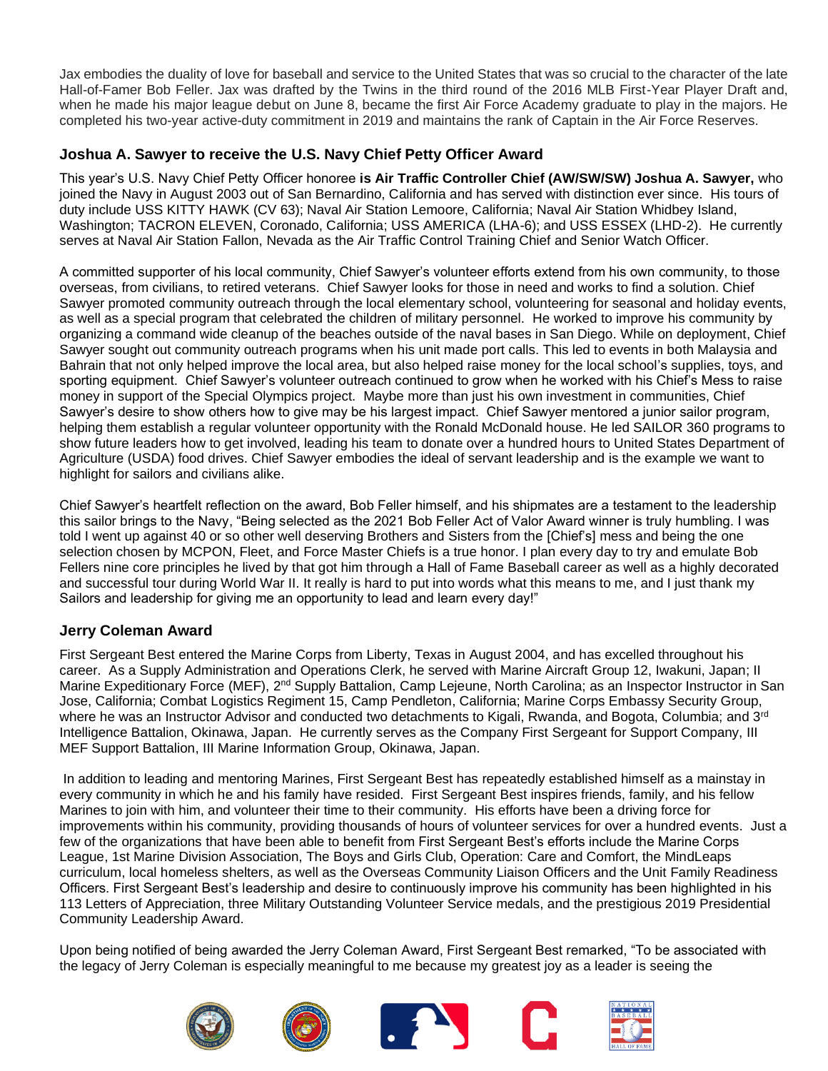Jax embodies the duality of love for baseball and service to the United States that was so crucial to the character of the late Hall-of-Famer Bob Feller. Jax was drafted by the Twins in the third round of the 2016 MLB First-Year Player Draft and, when he made his major league debut on June 8, became the first Air Force Academy graduate to play in the majors. He completed his two-year active-duty commitment in 2019 and maintains the rank of Captain in the Air Force Reserves.

### Joshua A. Sawyer to receive the U.S. Navy Chief Petty Officer Award

This year's U.S. Navy Chief Petty Officer honoree **is Air Traffic Controller Chief (AW/SW/SW) Joshua A. Sawyer,** who joined the Navy in August 2003 out of San Bernardino, California and has served with distinction ever since. His tours of duty include USS KITTY HAWK (CV 63); Naval Air Station Lemoore, California; Naval Air Station Whidbey Island, Washington; TACRON ELEVEN, Coronado, California; USS AMERICA (LHA-6); and USS ESSEX (LHD-2). He currently serves at Naval Air Station Fallon, Nevada as the Air Traffic Control Training Chief and Senior Watch Officer.

A committed supporter of his local community, Chief Sawyer's volunteer efforts extend from his own community, to those overseas, from civilians, to retired veterans. Chief Sawyer looks for those in need and works to find a solution. Chief Sawyer promoted community outreach through the local elementary school, volunteering for seasonal and holiday events, as well as a special program that celebrated the children of military personnel. He worked to improve his community by organizing a command wide cleanup of the beaches outside of the naval bases in San Diego. While on deployment, Chief Sawyer sought out community outreach programs when his unit made port calls. This led to events in both Malaysia and Bahrain that not only helped improve the local area, but also helped raise money for the local school's supplies, toys, and sporting equipment. Chief Sawyer's volunteer outreach continued to grow when he worked with his Chief's Mess to raise money in support of the Special Olympics project. Maybe more than just his own investment in communities, Chief Sawyer's desire to show others how to give may be his largest impact. Chief Sawyer mentored a junior sailor program, helping them establish a regular volunteer opportunity with the Ronald McDonald house. He led SAILOR 360 programs to show future leaders how to get involved, leading his team to donate over a hundred hours to United States Department of Agriculture (USDA) food drives. Chief Sawyer embodies the ideal of servant leadership and is the example we want to highlight for sailors and civilians alike.

Chief Sawyer's heartfelt reflection on the award, Bob Feller himself, and his shipmates are a testament to the leadership this sailor brings to the Navy, "Being selected as the 2021 Bob Feller Act of Valor Award winner is truly humbling. I was told I went up against 40 or so other well deserving Brothers and Sisters from the [Chief's] mess and being the one selection chosen by MCPON, Fleet, and Force Master Chiefs is a true honor. I plan every day to try and emulate Bob Fellers nine core principles he lived by that got him through a Hall of Fame Baseball career as well as a highly decorated and successful tour during World War II. It really is hard to put into words what this means to me, and I just thank my Sailors and leadership for giving me an opportunity to lead and learn every day!"

### Jerry Coleman Award

First Sergeant Best entered the Marine Corps from Liberty, Texas in August 2004, and has excelled throughout his career. As a Supply Administration and Operations Clerk, he served with Marine Aircraft Group 12, Iwakuni, Japan; II Marine Expeditionary Force (MEF), 2nd Supply Battalion, Camp Lejeune, North Carolina; as an Inspector Instructor in San Jose, California; Combat Logistics Regiment 15, Camp Pendleton, California; Marine Corps Embassy Security Group, where he was an Instructor Advisor and conducted two detachments to Kigali, Rwanda, and Bogota, Columbia; and 3rd Intelligence Battalion, Okinawa, Japan. He currently serves as the Company First Sergeant for Support Company, III MEF Support Battalion, III Marine Information Group, Okinawa, Japan.

In addition to leading and mentoring Marines, First Sergeant Best has repeatedly established himself as a mainstay in every community in which he and his family have resided. First Sergeant Best inspires friends, family, and his fellow Marines to join with him, and volunteer their time to their community. His efforts have been a driving force for improvements within his community, providing thousands of hours of volunteer services for over a hundred events. Just a few of the organizations that have been able to benefit from First Sergeant Best's efforts include the Marine Corps League, 1st Marine Division Association, The Boys and Girls Club, Operation: Care and Comfort, the MindLeaps curriculum, local homeless shelters, as well as the Overseas Community Liaison Officers and the Unit Family Readiness Officers. First Sergeant Best's leadership and desire to continuously improve his community has been highlighted in his 113 Letters of Appreciation, three Military Outstanding Volunteer Service medals, and the prestigious 2019 Presidential Community Leadership Award.

Upon being notified of being awarded the Jerry Coleman Award, First Sergeant Best remarked, "To be associated with the legacy of Jerry Coleman is especially meaningful to me because my greatest joy as a leader is seeing the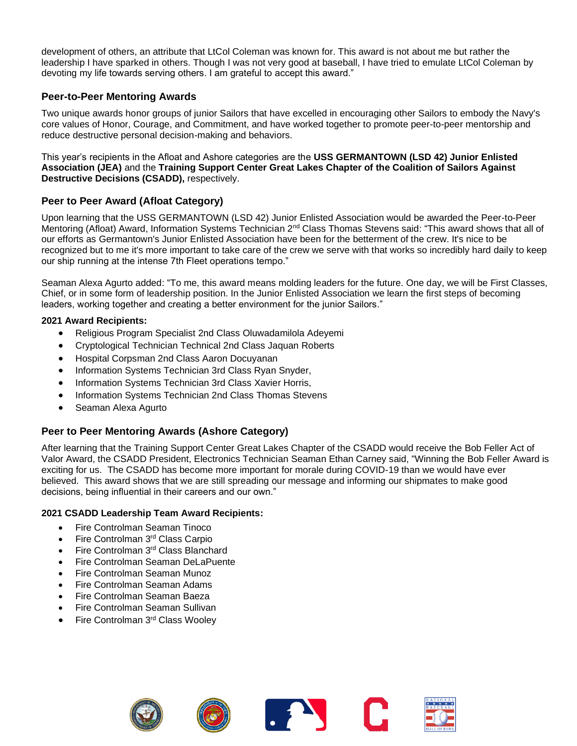development of others, an attribute that LtCol Coleman was known for. This award is not about me but rather the leadership I have sparked in others. Though I was not very good at baseball, I have tried to emulate LtCol Coleman by devoting my life towards serving others. I am grateful to accept this award."

## Peer-to-Peer Mentoring Awards

Two unique awards honor groups of junior Sailors that have excelled in encouraging other Sailors to embody the Navy's core values of Honor, Courage, and Commitment, and have worked together to promote peer-to-peer mentorship and reduce destructive personal decision-making and behaviors.

This year's recipients in the Afloat and Ashore categories are the **USS GERMANTOWN (LSD 42) Junior Enlisted Association (JEA)** and the **Training Support Center Great Lakes Chapter of the Coalition of Sailors Against Destructive Decisions (CSADD),** respectively.

## Peer to Peer Award (Afloat Category)

Upon learning that the USS GERMANTOWN (LSD 42) Junior Enlisted Association would be awarded the Peer-to-Peer Mentoring (Afloat) Award, Information Systems Technician 2nd Class Thomas Stevens said: "This award shows that all of our efforts as Germantown's Junior Enlisted Association have been for the betterment of the crew. It's nice to be recognized but to me it's more important to take care of the crew we serve with that works so incredibly hard daily to keep our ship running at the intense 7th Fleet operations tempo."

Seaman Alexa Agurto added: "To me, this award means molding leaders for the future. One day, we will be First Classes, Chief, or in some form of leadership position. In the Junior Enlisted Association we learn the first steps of becoming leaders, working together and creating a better environment for the junior Sailors."

**2021 Award Recipients:**

- Religious Program Specialist 2nd Class Oluwadamilola Adeyemi
- Cryptological Technician Technical 2nd Class Jaquan Roberts
- Hospital Corpsman 2nd Class Aaron Docuyanan
- Information Systems Technician 3rd Class Ryan Snyder,
- Information Systems Technician 3rd Class Xavier Horris,
- Information Systems Technician 2nd Class Thomas Stevens
- Seaman Alexa Agurto

## Peer to Peer Mentoring Awards (Ashore Category)

After learning that the Training Support Center Great Lakes Chapter of the CSADD would receive the Bob Feller Act of Valor Award, the CSADD President, Electronics Technician Seaman Ethan Carney said, "Winning the Bob Feller Award is exciting for us. The CSADD has become more important for morale during COVID-19 than we would have ever believed. This award shows that we are still spreading our message and informing our shipmates to make good decisions, being influential in their careers and our own."

**2021 CSADD Leadership Team Award Recipients:**

- Fire Controlman Seaman Tinoco
- Fire Controlman 3rd Class Carpio
- Fire Controlman 3rd Class Blanchard
- Fire Controlman Seaman DeLaPuente
- Fire Controlman Seaman Munoz
- Fire Controlman Seaman Adams
- Fire Controlman Seaman Baeza
- Fire Controlman Seaman Sullivan
- Fire Controlman 3rd Class Wooley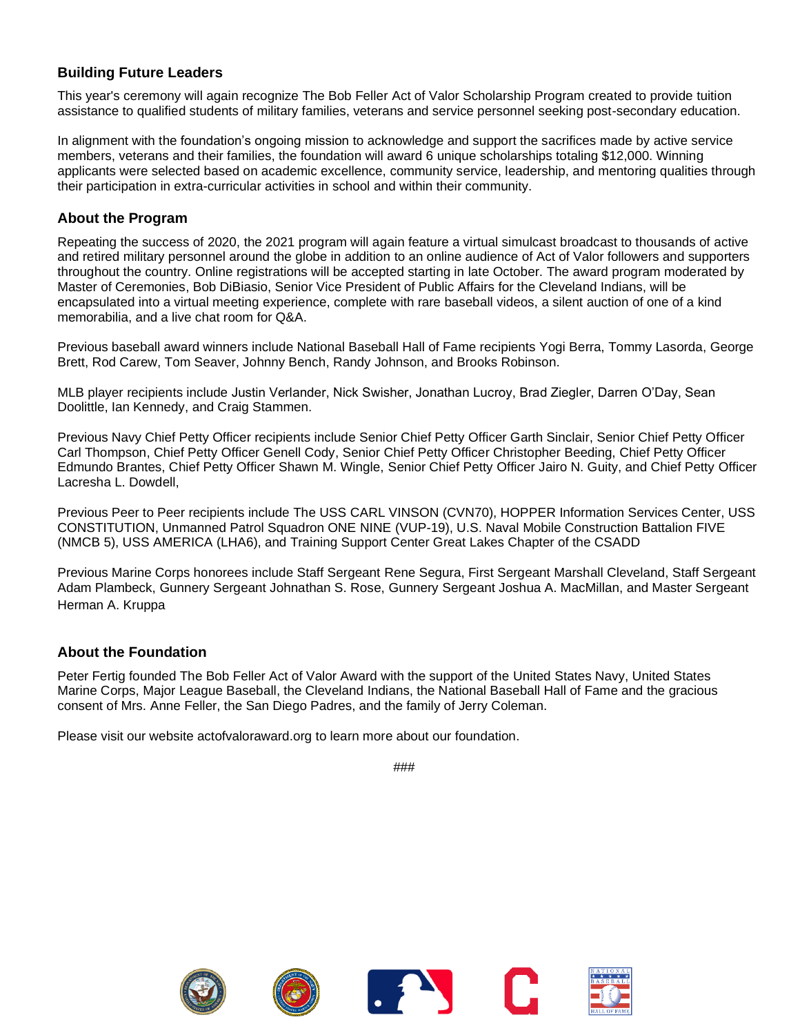### Building Future Leaders

This year's ceremony will again recognize The Bob Feller Act of Valor Scholarship Program created to provide tuition assistance to qualified students of military families, veterans and service personnel seeking post-secondary education.

In alignment with the foundation's ongoing mission to acknowledge and support the sacrifices made by active service members, veterans and their families, the foundation will award 6 unique scholarships totaling $12,000. Winning applicants were selected based on academic excellence, community service, leadership, and mentoring qualities through their participation in extra-curricular activities in school and within their community.

### About the Program

Repeating the success of 2020, the 2021 program will again feature a virtual simulcast broadcast to thousands of active and retired military personnel around the globe in addition to an online audience of Act of Valor followers and supporters throughout the country. Online registrations will be accepted starting in late October. The award program moderated by Master of Ceremonies, Bob DiBiasio, Senior Vice President of Public Affairs for the Cleveland Indians, will be encapsulated into a virtual meeting experience, complete with rare baseball videos, a silent auction of one of a kind memorabilia, and a live chat room for Q&A.

Previous baseball award winners include National Baseball Hall of Fame recipients Yogi Berra, Tommy Lasorda, George Brett, Rod Carew, Tom Seaver, Johnny Bench, Randy Johnson, and Brooks Robinson.

MLB player recipients include Justin Verlander, Nick Swisher, Jonathan Lucroy, Brad Ziegler, Darren O'Day, Sean Doolittle, Ian Kennedy, and Craig Stammen.

Previous Navy Chief Petty Officer recipients include Senior Chief Petty Officer Garth Sinclair, Senior Chief Petty Officer Carl Thompson, Chief Petty Officer Genell Cody, Senior Chief Petty Officer Christopher Beeding, Chief Petty Officer Edmundo Brantes, Chief Petty Officer Shawn M. Wingle, Senior Chief Petty Officer Jairo N. Guity, and Chief Petty Officer Lacresha L. Dowdell,

Previous Peer to Peer recipients include The USS CARL VINSON (CVN70), HOPPER Information Services Center, USS CONSTITUTION, Unmanned Patrol Squadron ONE NINE (VUP-19), U.S. Naval Mobile Construction Battalion FIVE (NMCB 5), USS AMERICA (LHA6), and Training Support Center Great Lakes Chapter of the CSADD

Previous Marine Corps honorees include Staff Sergeant Rene Segura, First Sergeant Marshall Cleveland, Staff Sergeant Adam Plambeck, Gunnery Sergeant Johnathan S. Rose, Gunnery Sergeant Joshua A. MacMillan, and Master Sergeant Herman A. Kruppa

### About the Foundation

Peter Fertig founded The Bob Feller Act of Valor Award with the support of the United States Navy, United States Marine Corps, Major League Baseball, the Cleveland Indians, the National Baseball Hall of Fame and the gracious consent of Mrs. Anne Feller, the San Diego Padres, and the family of Jerry Coleman.

Please visit our website actofvaloraward.org to learn more about our foundation.

###